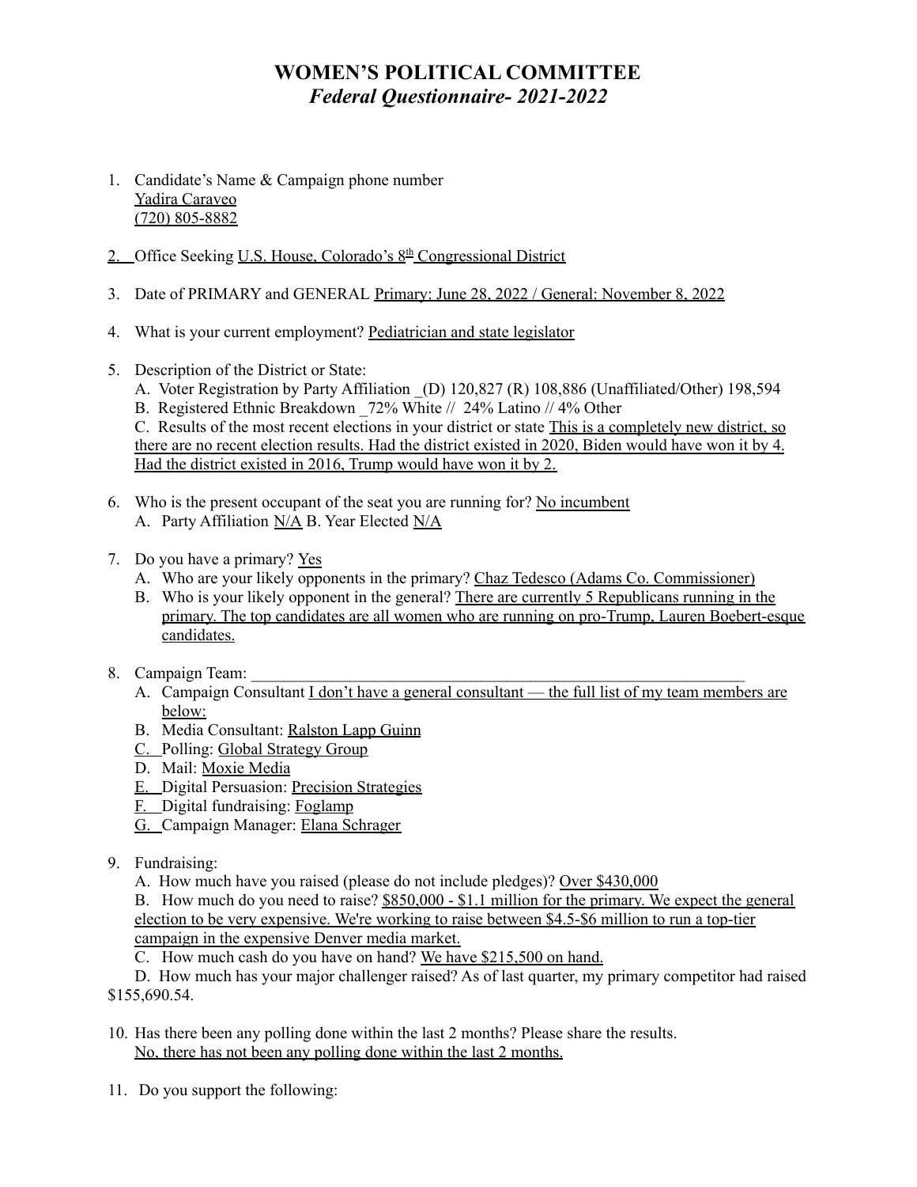# WOMEN'S POLITICAL COMMITTEE

## *Federal Questionnaire- 2021-2022*

1. Candidate's Name & Campaign phone number
   Yadira Caraveo
   (720) 805-8882

2. Office Seeking U.S. House, Colorado's 8th Congressional District

3. Date of PRIMARY and GENERAL Primary: June 28, 2022 / General: November 8, 2022

4. What is your current employment? Pediatrician and state legislator

5. Description of the District or State:
   A. Voter Registration by Party Affiliation _(D) 120,827 (R) 108,886 (Unaffiliated/Other) 198,594
   B. Registered Ethnic Breakdown _72% White // 24% Latino // 4% Other
   C. Results of the most recent elections in your district or state This is a completely new district, so there are no recent election results. Had the district existed in 2020, Biden would have won it by 4. Had the district existed in 2016, Trump would have won it by 2.

6. Who is the present occupant of the seat you are running for? No incumbent
   A. Party Affiliation N/A B. Year Elected N/A

7. Do you have a primary? Yes
   A. Who are your likely opponents in the primary? Chaz Tedesco (Adams Co. Commissioner)
   B. Who is your likely opponent in the general? There are currently 5 Republicans running in the primary. The top candidates are all women who are running on pro-Trump, Lauren Boebert-esque candidates.

8. Campaign Team: ________________________________________________________________
   A. Campaign Consultant I don't have a general consultant — the full list of my team members are below:
   B. Media Consultant: Ralston Lapp Guinn
   C. Polling: Global Strategy Group
   D. Mail: Moxie Media
   E. Digital Persuasion: Precision Strategies
   F. Digital fundraising: Foglamp
   G. Campaign Manager: Elana Schrager

9. Fundraising:
   A. How much have you raised (please do not include pledges)? Over $430,000
   B. How much do you need to raise? $850,000 - $1.1 million for the primary. We expect the general election to be very expensive. We're working to raise between $4.5-$6 million to run a top-tier campaign in the expensive Denver media market.
   C. How much cash do you have on hand? We have $215,500 on hand.
   D. How much has your major challenger raised? As of last quarter, my primary competitor had raised $155,690.54.

10. Has there been any polling done within the last 2 months? Please share the results.
    No, there has not been any polling done within the last 2 months.

11. Do you support the following: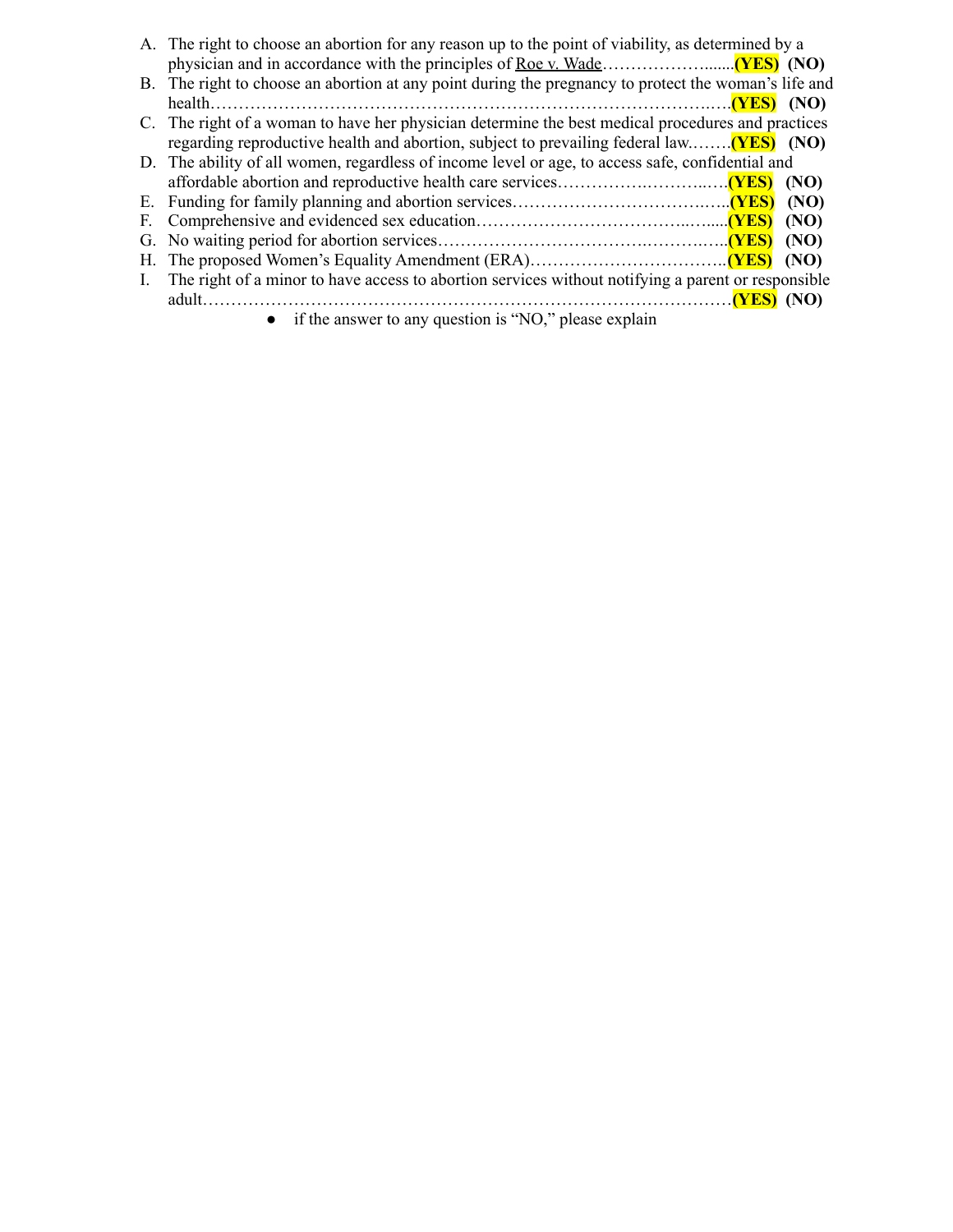A. The right to choose an abortion for any reason up to the point of viability, as determined by a physician and in accordance with the principles of Roe v. Wade………………......**(YES)** **(NO)**
B. The right to choose an abortion at any point during the pregnancy to protect the woman's life and health…………………………………………………………………….….**(YES)** **(NO)**
C. The right of a woman to have her physician determine the best medical procedures and practices regarding reproductive health and abortion, subject to prevailing federal law.…….**(YES)** **(NO)**
D. The ability of all women, regardless of income level or age, to access safe, confidential and affordable abortion and reproductive health care services…………….………..….**(YES)** **(NO)**
E. Funding for family planning and abortion services……………………………….…..**(YES)** **(NO)**
F. Comprehensive and evidenced sex education……………………………..…....**(YES)** **(NO)**
G. No waiting period for abortion services……………………………….………..…..**(YES)** **(NO)**
H. The proposed Women's Equality Amendment (ERA)……………………………..**(YES)** **(NO)**
I. The right of a minor to have access to abortion services without notifying a parent or responsible adult……………………………………………………………………………………**(YES)** **(NO)**

- if the answer to any question is "NO," please explain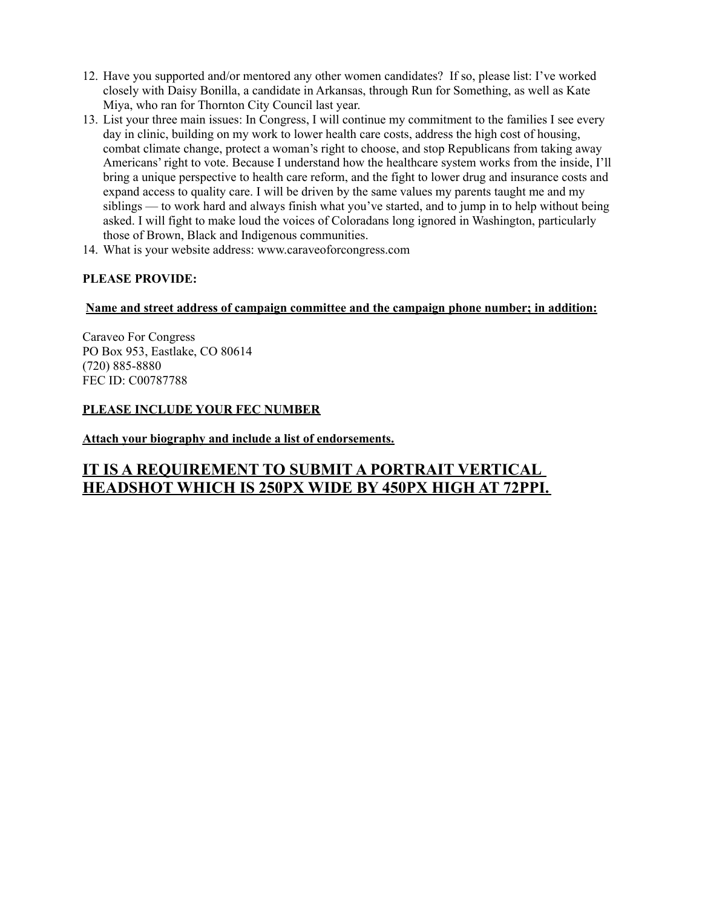12. Have you supported and/or mentored any other women candidates? If so, please list: I've worked closely with Daisy Bonilla, a candidate in Arkansas, through Run for Something, as well as Kate Miya, who ran for Thornton City Council last year.
13. List your three main issues: In Congress, I will continue my commitment to the families I see every day in clinic, building on my work to lower health care costs, address the high cost of housing, combat climate change, protect a woman's right to choose, and stop Republicans from taking away Americans' right to vote. Because I understand how the healthcare system works from the inside, I'll bring a unique perspective to health care reform, and the fight to lower drug and insurance costs and expand access to quality care. I will be driven by the same values my parents taught me and my siblings — to work hard and always finish what you've started, and to jump in to help without being asked. I will fight to make loud the voices of Coloradans long ignored in Washington, particularly those of Brown, Black and Indigenous communities.
14. What is your website address: www.caraveoforcongress.com

**PLEASE PROVIDE:**

**Name and street address of campaign committee and the campaign phone number; in addition:**

Caraveo For Congress
PO Box 953, Eastlake, CO 80614
(720) 885-8880
FEC ID: C00787788

**PLEASE INCLUDE YOUR FEC NUMBER**

**Attach your biography and include a list of endorsements.**

## IT IS A REQUIREMENT TO SUBMIT A PORTRAIT VERTICAL HEADSHOT WHICH IS 250PX WIDE BY 450PX HIGH AT 72PPI.